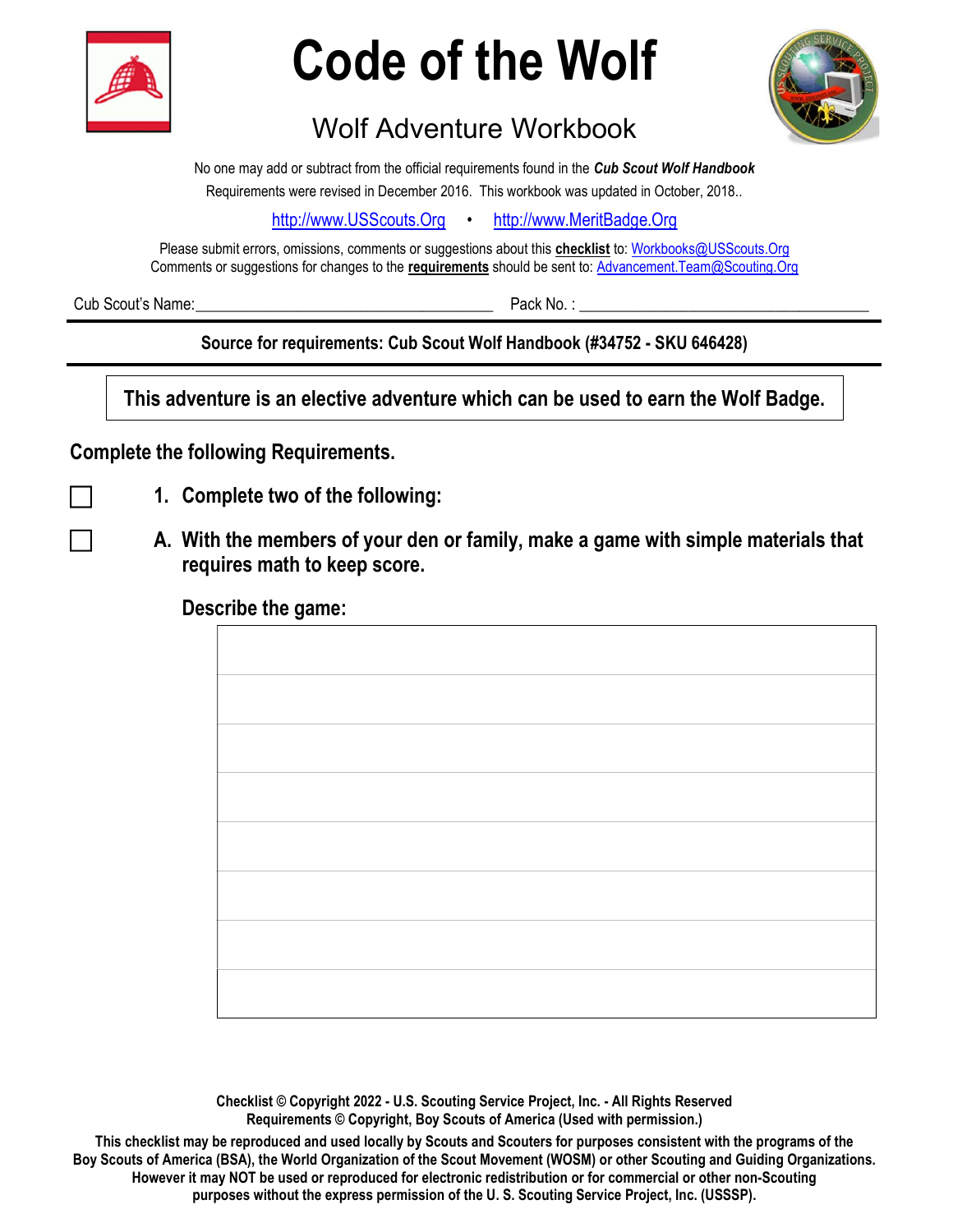# Code of the Wolf

## Wolf Adventure Workbook

No one may add or subtract from the official requirements found in the ***Cub Scout Wolf Handbook***

Requirements were revised in December 2016. This workbook was updated in October, 2018..

http://www.USScouts.Org • http://www.MeritBadge.Org

Please submit errors, omissions, comments or suggestions about this **checklist** to: Workbooks@USScouts.Org
Comments or suggestions for changes to the **requirements** should be sent to: Advancement.Team@Scouting.Org

Cub Scout's Name:____________________________ Pack No. : ____________________________

---

**Source for requirements: Cub Scout Wolf Handbook (#34752 - SKU 646428)**

---

**This adventure is an elective adventure which can be used to earn the Wolf Badge.**

**Complete the following Requirements.**

- [ ] **1. Complete two of the following:**

- [ ] **A. With the members of your den or family, make a game with simple materials that requires math to keep score.**

**Describe the game:**

| |
|---|
| |
| |
| |
| |
| |
| |
| |
| |

**Checklist © Copyright 2022 - U.S. Scouting Service Project, Inc. - All Rights Reserved**
**Requirements © Copyright, Boy Scouts of America (Used with permission.)**

**This checklist may be reproduced and used locally by Scouts and Scouters for purposes consistent with the programs of the Boy Scouts of America (BSA), the World Organization of the Scout Movement (WOSM) or other Scouting and Guiding Organizations. However it may NOT be used or reproduced for electronic redistribution or for commercial or other non-Scouting purposes without the express permission of the U. S. Scouting Service Project, Inc. (USSSP).**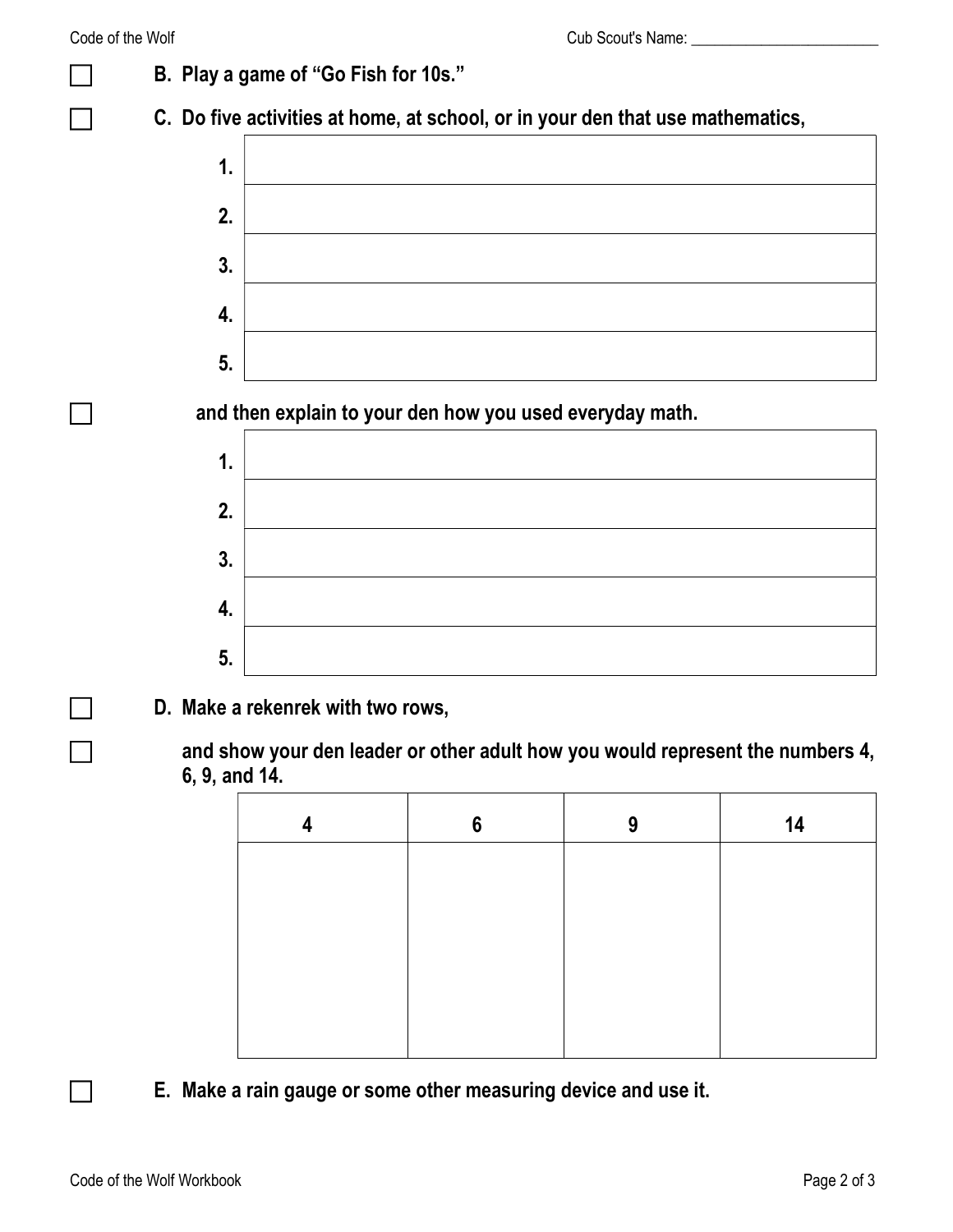Cub Scout's Name: ________________________

- [ ] **B. Play a game of "Go Fish for 10s."**

- [ ] **C. Do five activities at home, at school, or in your den that use mathematics,**

| | |
|---|---|
| **1.** | |
| **2.** | |
| **3.** | |
| **4.** | |
| **5.** | |

- [ ] **and then explain to your den how you used everyday math.**

| | |
|---|---|
| **1.** | |
| **2.** | |
| **3.** | |
| **4.** | |
| **5.** | |

- [ ] **D. Make a rekenrek with two rows,**

- [ ] **and show your den leader or other adult how you would represent the numbers 4, 6, 9, and 14.**

| 4 | 6 | 9 | 14 |
|---|---|---|---|
| | | | |

- [ ] **E. Make a rain gauge or some other measuring device and use it.**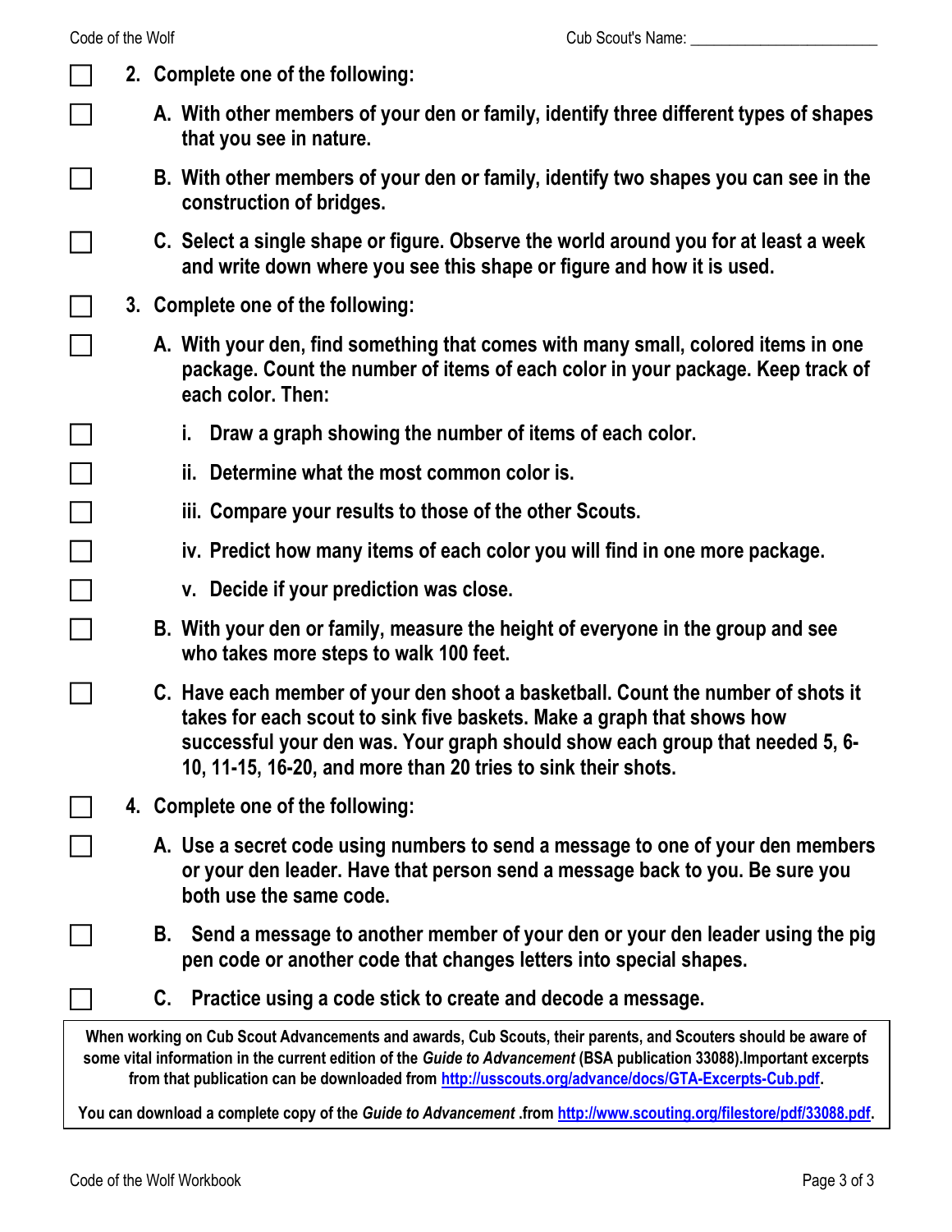- [ ] **2. Complete one of the following:**
  - [ ] **A. With other members of your den or family, identify three different types of shapes that you see in nature.**
  - [ ] **B. With other members of your den or family, identify two shapes you can see in the construction of bridges.**
  - [ ] **C. Select a single shape or figure. Observe the world around you for at least a week and write down where you see this shape or figure and how it is used.**
- [ ] **3. Complete one of the following:**
  - [ ] **A. With your den, find something that comes with many small, colored items in one package. Count the number of items of each color in your package. Keep track of each color. Then:**
    - [ ] **i. Draw a graph showing the number of items of each color.**
    - [ ] **ii. Determine what the most common color is.**
    - [ ] **iii. Compare your results to those of the other Scouts.**
    - [ ] **iv. Predict how many items of each color you will find in one more package.**
    - [ ] **v. Decide if your prediction was close.**
  - [ ] **B. With your den or family, measure the height of everyone in the group and see who takes more steps to walk 100 feet.**
  - [ ] **C. Have each member of your den shoot a basketball. Count the number of shots it takes for each scout to sink five baskets. Make a graph that shows how successful your den was. Your graph should show each group that needed 5, 6-10, 11-15, 16-20, and more than 20 tries to sink their shots.**
- [ ] **4. Complete one of the following:**
  - [ ] **A. Use a secret code using numbers to send a message to one of your den members or your den leader. Have that person send a message back to you. Be sure you both use the same code.**
  - [ ] **B. Send a message to another member of your den or your den leader using the pig pen code or another code that changes letters into special shapes.**
  - [ ] **C. Practice using a code stick to create and decode a message.**

**When working on Cub Scout Advancements and awards, Cub Scouts, their parents, and Scouters should be aware of some vital information in the current edition of the *Guide to Advancement* (BSA publication 33088).Important excerpts from that publication can be downloaded from [http://usscouts.org/advance/docs/GTA-Excerpts-Cub.pdf](http://usscouts.org/advance/docs/GTA-Excerpts-Cub.pdf).**

**You can download a complete copy of the *Guide to Advancement* .from [http://www.scouting.org/filestore/pdf/33088.pdf](http://www.scouting.org/filestore/pdf/33088.pdf).**